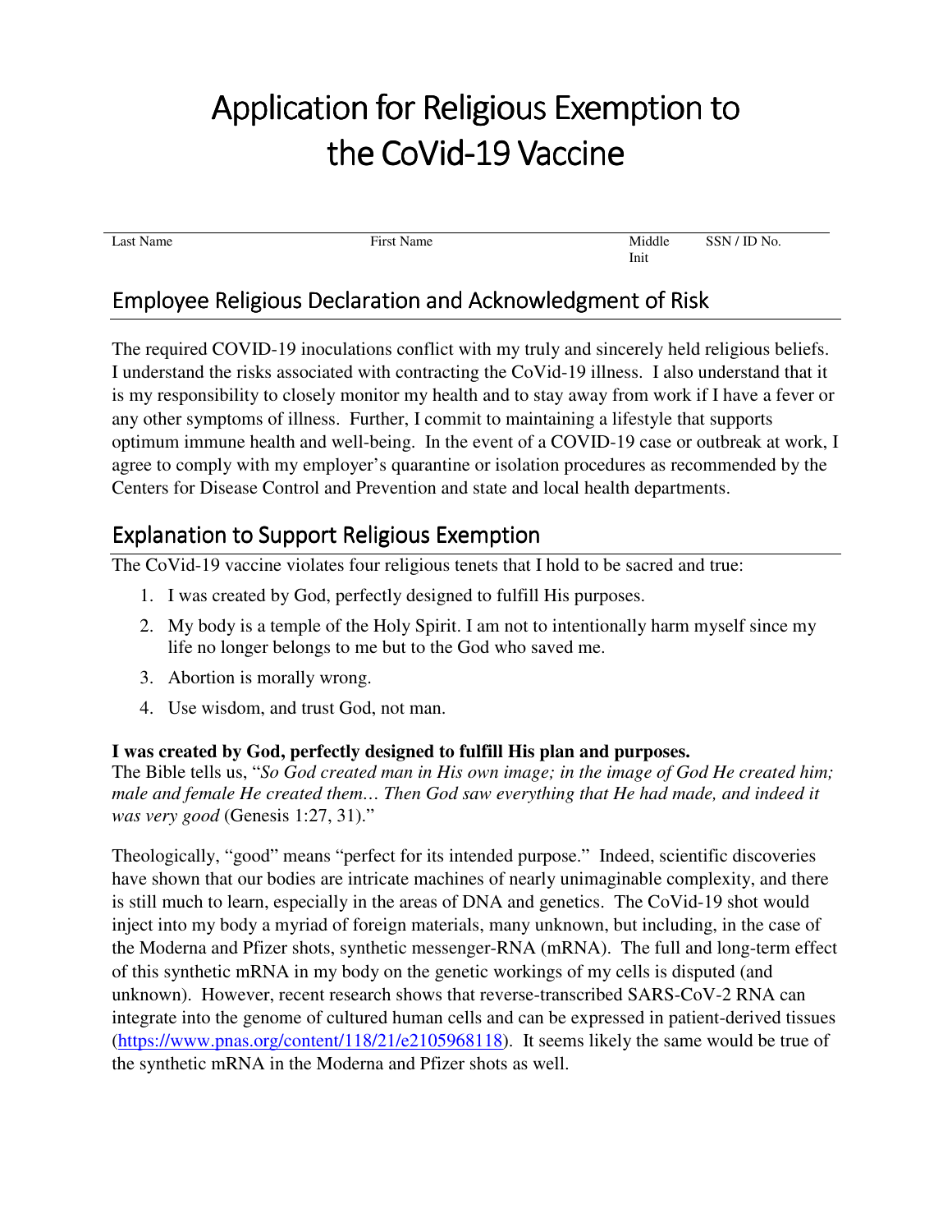# Application for Religious Exemption to the CoVid-19 Vaccine

| Last Name | First Name | Middle Init | SSN / ID No. |
| --- | --- | --- | --- |

## Employee Religious Declaration and Acknowledgment of Risk

The required COVID-19 inoculations conflict with my truly and sincerely held religious beliefs. I understand the risks associated with contracting the CoVid-19 illness. I also understand that it is my responsibility to closely monitor my health and to stay away from work if I have a fever or any other symptoms of illness. Further, I commit to maintaining a lifestyle that supports optimum immune health and well-being. In the event of a COVID-19 case or outbreak at work, I agree to comply with my employer's quarantine or isolation procedures as recommended by the Centers for Disease Control and Prevention and state and local health departments.

## Explanation to Support Religious Exemption

The CoVid-19 vaccine violates four religious tenets that I hold to be sacred and true:

1. I was created by God, perfectly designed to fulfill His purposes.
2. My body is a temple of the Holy Spirit. I am not to intentionally harm myself since my life no longer belongs to me but to the God who saved me.
3. Abortion is morally wrong.
4. Use wisdom, and trust God, not man.

**I was created by God, perfectly designed to fulfill His plan and purposes.**
The Bible tells us, "*So God created man in His own image; in the image of God He created him; male and female He created them… Then God saw everything that He had made, and indeed it was very good* (Genesis 1:27, 31)."

Theologically, "good" means "perfect for its intended purpose." Indeed, scientific discoveries have shown that our bodies are intricate machines of nearly unimaginable complexity, and there is still much to learn, especially in the areas of DNA and genetics. The CoVid-19 shot would inject into my body a myriad of foreign materials, many unknown, but including, in the case of the Moderna and Pfizer shots, synthetic messenger-RNA (mRNA). The full and long-term effect of this synthetic mRNA in my body on the genetic workings of my cells is disputed (and unknown). However, recent research shows that reverse-transcribed SARS-CoV-2 RNA can integrate into the genome of cultured human cells and can be expressed in patient-derived tissues (https://www.pnas.org/content/118/21/e2105968118). It seems likely the same would be true of the synthetic mRNA in the Moderna and Pfizer shots as well.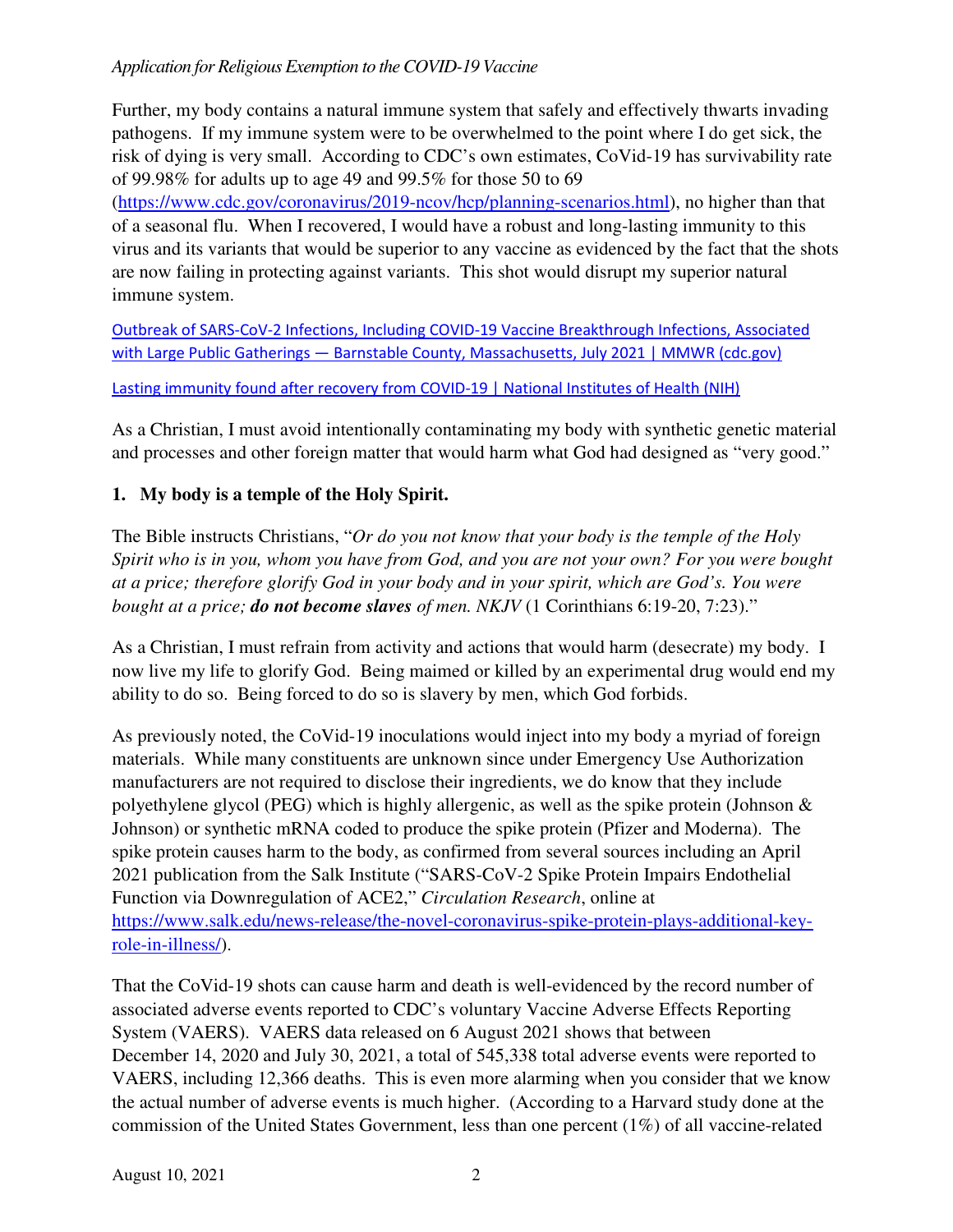Further, my body contains a natural immune system that safely and effectively thwarts invading pathogens. If my immune system were to be overwhelmed to the point where I do get sick, the risk of dying is very small. According to CDC's own estimates, CoVid-19 has survivability rate of 99.98% for adults up to age 49 and 99.5% for those 50 to 69 (https://www.cdc.gov/coronavirus/2019-ncov/hcp/planning-scenarios.html), no higher than that of a seasonal flu. When I recovered, I would have a robust and long-lasting immunity to this virus and its variants that would be superior to any vaccine as evidenced by the fact that the shots are now failing in protecting against variants. This shot would disrupt my superior natural immune system.

Outbreak of SARS-CoV-2 Infections, Including COVID-19 Vaccine Breakthrough Infections, Associated with Large Public Gatherings — Barnstable County, Massachusetts, July 2021 | MMWR (cdc.gov)

Lasting immunity found after recovery from COVID-19 | National Institutes of Health (NIH)

As a Christian, I must avoid intentionally contaminating my body with synthetic genetic material and processes and other foreign matter that would harm what God had designed as "very good."

## 1. My body is a temple of the Holy Spirit.

The Bible instructs Christians, "*Or do you not know that your body is the temple of the Holy Spirit who is in you, whom you have from God, and you are not your own? For you were bought at a price; therefore glorify God in your body and in your spirit, which are God's. You were bought at a price;* ***do not become slaves*** *of men. NKJV* (1 Corinthians 6:19-20, 7:23)."

As a Christian, I must refrain from activity and actions that would harm (desecrate) my body. I now live my life to glorify God. Being maimed or killed by an experimental drug would end my ability to do so. Being forced to do so is slavery by men, which God forbids.

As previously noted, the CoVid-19 inoculations would inject into my body a myriad of foreign materials. While many constituents are unknown since under Emergency Use Authorization manufacturers are not required to disclose their ingredients, we do know that they include polyethylene glycol (PEG) which is highly allergenic, as well as the spike protein (Johnson & Johnson) or synthetic mRNA coded to produce the spike protein (Pfizer and Moderna). The spike protein causes harm to the body, as confirmed from several sources including an April 2021 publication from the Salk Institute ("SARS-CoV-2 Spike Protein Impairs Endothelial Function via Downregulation of ACE2," *Circulation Research*, online at https://www.salk.edu/news-release/the-novel-coronavirus-spike-protein-plays-additional-key-role-in-illness/).

That the CoVid-19 shots can cause harm and death is well-evidenced by the record number of associated adverse events reported to CDC's voluntary Vaccine Adverse Effects Reporting System (VAERS). VAERS data released on 6 August 2021 shows that between December 14, 2020 and July 30, 2021, a total of 545,338 total adverse events were reported to VAERS, including 12,366 deaths. This is even more alarming when you consider that we know the actual number of adverse events is much higher. (According to a Harvard study done at the commission of the United States Government, less than one percent (1%) of all vaccine-related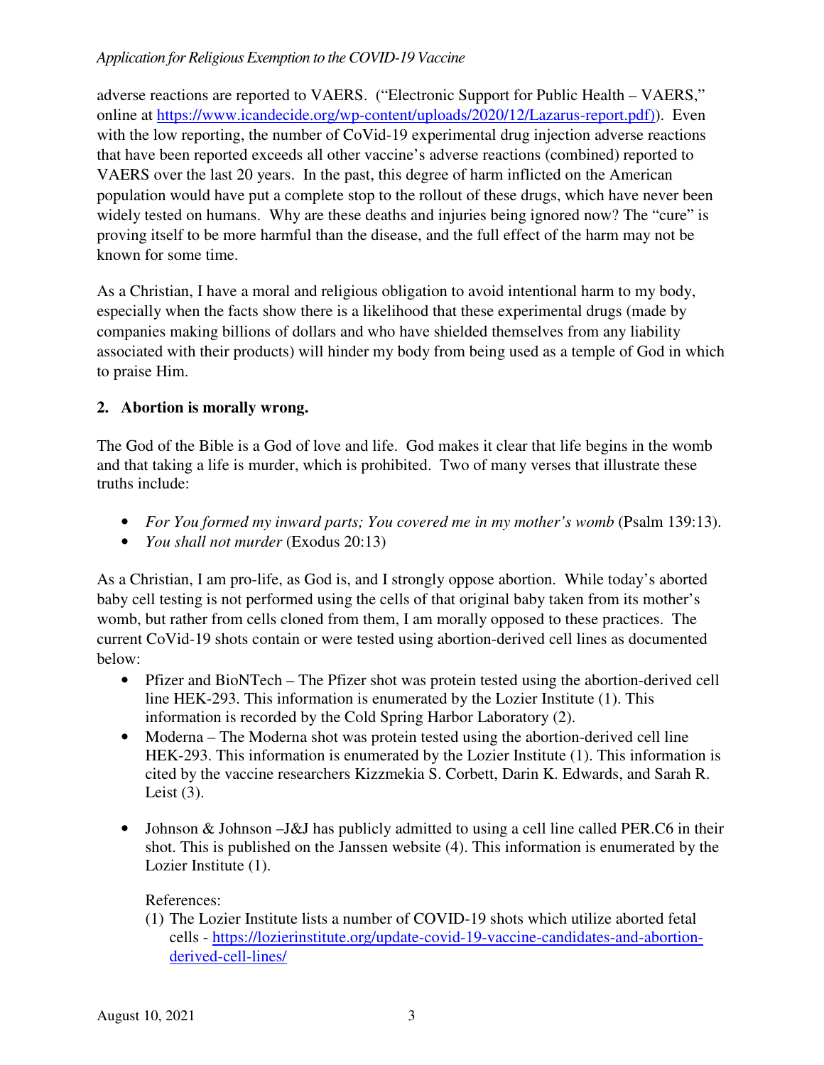adverse reactions are reported to VAERS. ("Electronic Support for Public Health – VAERS," online at https://www.icandecide.org/wp-content/uploads/2020/12/Lazarus-report.pdf)). Even with the low reporting, the number of CoVid-19 experimental drug injection adverse reactions that have been reported exceeds all other vaccine's adverse reactions (combined) reported to VAERS over the last 20 years. In the past, this degree of harm inflicted on the American population would have put a complete stop to the rollout of these drugs, which have never been widely tested on humans. Why are these deaths and injuries being ignored now? The "cure" is proving itself to be more harmful than the disease, and the full effect of the harm may not be known for some time.

As a Christian, I have a moral and religious obligation to avoid intentional harm to my body, especially when the facts show there is a likelihood that these experimental drugs (made by companies making billions of dollars and who have shielded themselves from any liability associated with their products) will hinder my body from being used as a temple of God in which to praise Him.

**2. Abortion is morally wrong.**

The God of the Bible is a God of love and life. God makes it clear that life begins in the womb and that taking a life is murder, which is prohibited. Two of many verses that illustrate these truths include:

- *For You formed my inward parts; You covered me in my mother's womb* (Psalm 139:13).
- *You shall not murder* (Exodus 20:13)

As a Christian, I am pro-life, as God is, and I strongly oppose abortion. While today's aborted baby cell testing is not performed using the cells of that original baby taken from its mother's womb, but rather from cells cloned from them, I am morally opposed to these practices. The current CoVid-19 shots contain or were tested using abortion-derived cell lines as documented below:

- Pfizer and BioNTech – The Pfizer shot was protein tested using the abortion-derived cell line HEK-293. This information is enumerated by the Lozier Institute (1). This information is recorded by the Cold Spring Harbor Laboratory (2).
- Moderna – The Moderna shot was protein tested using the abortion-derived cell line HEK-293. This information is enumerated by the Lozier Institute (1). This information is cited by the vaccine researchers Kizzmekia S. Corbett, Darin K. Edwards, and Sarah R. Leist (3).
- Johnson & Johnson –J&J has publicly admitted to using a cell line called PER.C6 in their shot. This is published on the Janssen website (4). This information is enumerated by the Lozier Institute (1).

References:

(1) The Lozier Institute lists a number of COVID-19 shots which utilize aborted fetal cells - https://lozierinstitute.org/update-covid-19-vaccine-candidates-and-abortion-derived-cell-lines/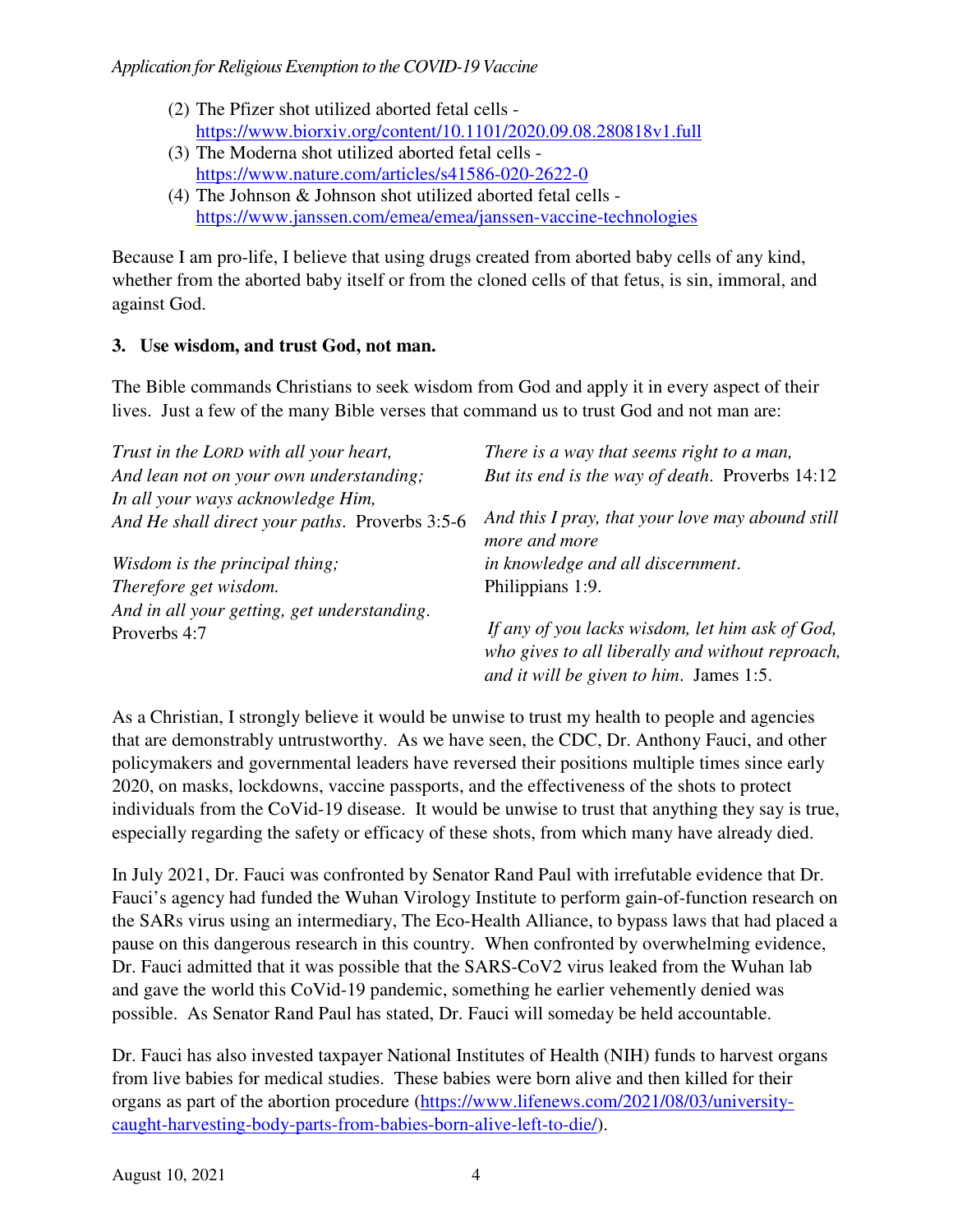(2) The Pfizer shot utilized aborted fetal cells - https://www.biorxiv.org/content/10.1101/2020.09.08.280818v1.full
(3) The Moderna shot utilized aborted fetal cells - https://www.nature.com/articles/s41586-020-2622-0
(4) The Johnson & Johnson shot utilized aborted fetal cells - https://www.janssen.com/emea/emea/janssen-vaccine-technologies

Because I am pro-life, I believe that using drugs created from aborted baby cells of any kind, whether from the aborted baby itself or from the cloned cells of that fetus, is sin, immoral, and against God.

**3. Use wisdom, and trust God, not man.**

The Bible commands Christians to seek wisdom from God and apply it in every aspect of their lives. Just a few of the many Bible verses that command us to trust God and not man are:

*Trust in the LORD with all your heart,*
*And lean not on your own understanding;*
*In all your ways acknowledge Him,*
*And He shall direct your paths*. Proverbs 3:5-6

*Wisdom is the principal thing;*
*Therefore get wisdom.*
*And in all your getting, get understanding*.
Proverbs 4:7

*There is a way that seems right to a man,*
*But its end is the way of death*. Proverbs 14:12

*And this I pray, that your love may abound still more and more*
*in knowledge and all discernment*.
Philippians 1:9.

*If any of you lacks wisdom, let him ask of God, who gives to all liberally and without reproach, and it will be given to him*. James 1:5.

As a Christian, I strongly believe it would be unwise to trust my health to people and agencies that are demonstrably untrustworthy. As we have seen, the CDC, Dr. Anthony Fauci, and other policymakers and governmental leaders have reversed their positions multiple times since early 2020, on masks, lockdowns, vaccine passports, and the effectiveness of the shots to protect individuals from the CoVid-19 disease. It would be unwise to trust that anything they say is true, especially regarding the safety or efficacy of these shots, from which many have already died.

In July 2021, Dr. Fauci was confronted by Senator Rand Paul with irrefutable evidence that Dr. Fauci's agency had funded the Wuhan Virology Institute to perform gain-of-function research on the SARs virus using an intermediary, The Eco-Health Alliance, to bypass laws that had placed a pause on this dangerous research in this country. When confronted by overwhelming evidence, Dr. Fauci admitted that it was possible that the SARS-CoV2 virus leaked from the Wuhan lab and gave the world this CoVid-19 pandemic, something he earlier vehemently denied was possible. As Senator Rand Paul has stated, Dr. Fauci will someday be held accountable.

Dr. Fauci has also invested taxpayer National Institutes of Health (NIH) funds to harvest organs from live babies for medical studies. These babies were born alive and then killed for their organs as part of the abortion procedure (https://www.lifenews.com/2021/08/03/university-caught-harvesting-body-parts-from-babies-born-alive-left-to-die/).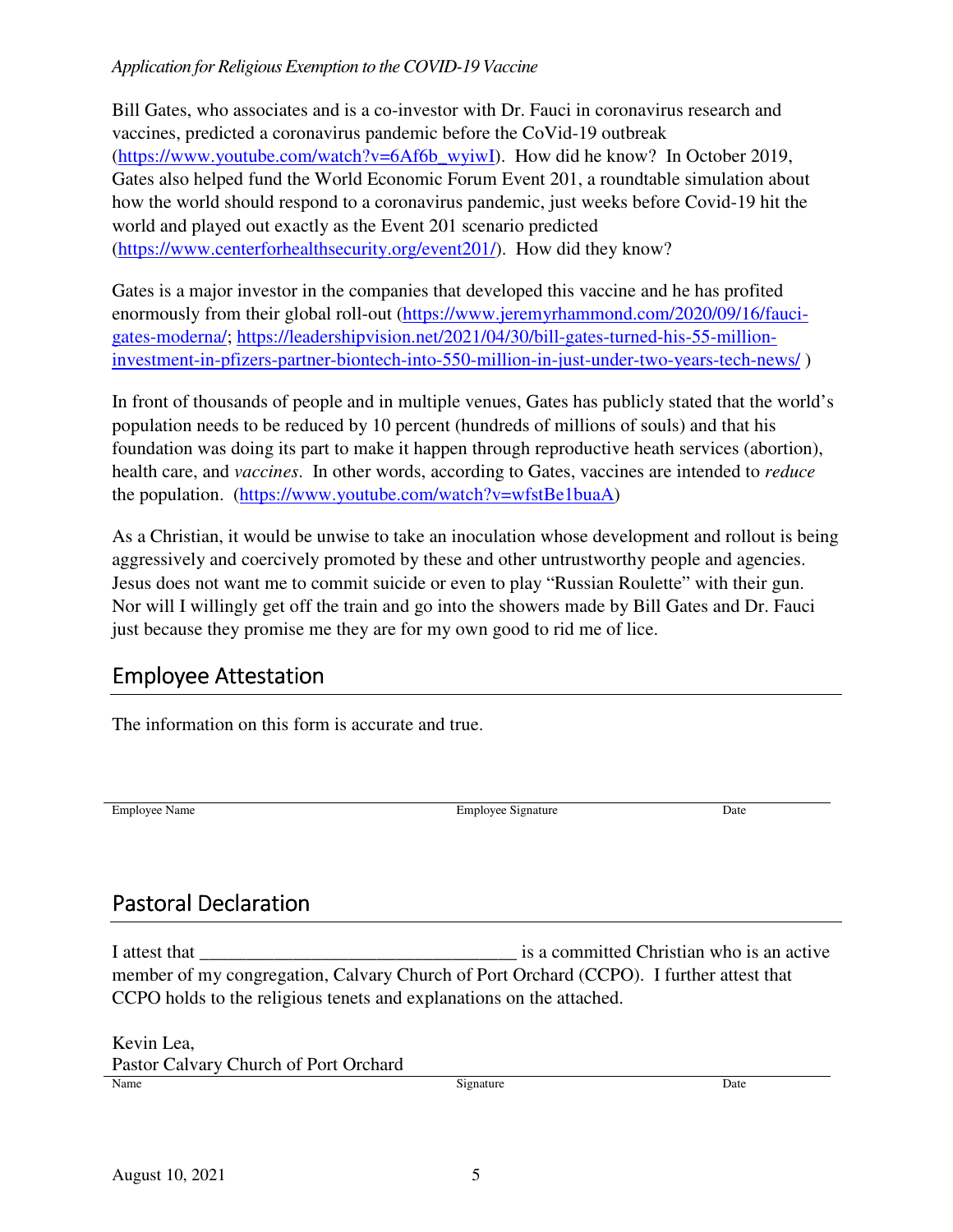Bill Gates, who associates and is a co-investor with Dr. Fauci in coronavirus research and vaccines, predicted a coronavirus pandemic before the CoVid-19 outbreak (https://www.youtube.com/watch?v=6Af6b_wyiwI). How did he know? In October 2019, Gates also helped fund the World Economic Forum Event 201, a roundtable simulation about how the world should respond to a coronavirus pandemic, just weeks before Covid-19 hit the world and played out exactly as the Event 201 scenario predicted (https://www.centerforhealthsecurity.org/event201/). How did they know?

Gates is a major investor in the companies that developed this vaccine and he has profited enormously from their global roll-out (https://www.jeremyrhammond.com/2020/09/16/fauci-gates-moderna/; https://leadershipvision.net/2021/04/30/bill-gates-turned-his-55-million-investment-in-pfizers-partner-biontech-into-550-million-in-just-under-two-years-tech-news/ )

In front of thousands of people and in multiple venues, Gates has publicly stated that the world's population needs to be reduced by 10 percent (hundreds of millions of souls) and that his foundation was doing its part to make it happen through reproductive heath services (abortion), health care, and *vaccines*. In other words, according to Gates, vaccines are intended to *reduce* the population. (https://www.youtube.com/watch?v=wfstBe1buaA)

As a Christian, it would be unwise to take an inoculation whose development and rollout is being aggressively and coercively promoted by these and other untrustworthy people and agencies. Jesus does not want me to commit suicide or even to play "Russian Roulette" with their gun. Nor will I willingly get off the train and go into the showers made by Bill Gates and Dr. Fauci just because they promise me they are for my own good to rid me of lice.

## Employee Attestation

The information on this form is accurate and true.

Employee Name Employee Signature Date

## Pastoral Declaration

I attest that __________________________________ is a committed Christian who is an active member of my congregation, Calvary Church of Port Orchard (CCPO). I further attest that CCPO holds to the religious tenets and explanations on the attached.

Kevin Lea,
Pastor Calvary Church of Port Orchard

Name Signature Date

August 10, 2021